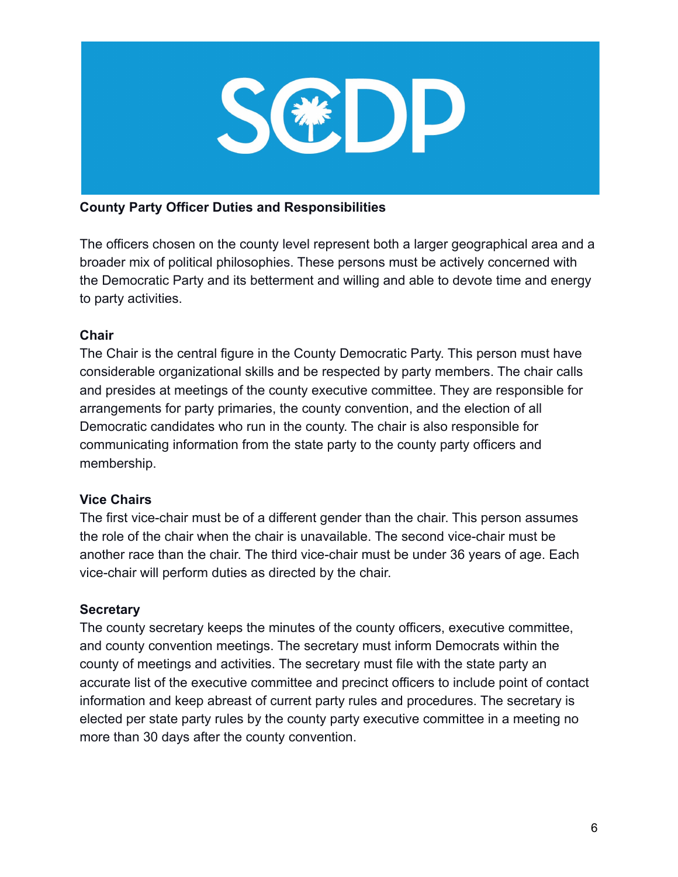SCDP

**County Party Officer Duties and Responsibilities**

The officers chosen on the county level represent both a larger geographical area and a broader mix of political philosophies. These persons must be actively concerned with the Democratic Party and its betterment and willing and able to devote time and energy to party activities.

**Chair**

The Chair is the central figure in the County Democratic Party. This person must have considerable organizational skills and be respected by party members. The chair calls and presides at meetings of the county executive committee. They are responsible for arrangements for party primaries, the county convention, and the election of all Democratic candidates who run in the county. The chair is also responsible for communicating information from the state party to the county party officers and membership.

**Vice Chairs**

The first vice-chair must be of a different gender than the chair. This person assumes the role of the chair when the chair is unavailable. The second vice-chair must be another race than the chair. The third vice-chair must be under 36 years of age. Each vice-chair will perform duties as directed by the chair.

**Secretary**

The county secretary keeps the minutes of the county officers, executive committee, and county convention meetings. The secretary must inform Democrats within the county of meetings and activities. The secretary must file with the state party an accurate list of the executive committee and precinct officers to include point of contact information and keep abreast of current party rules and procedures. The secretary is elected per state party rules by the county party executive committee in a meeting no more than 30 days after the county convention.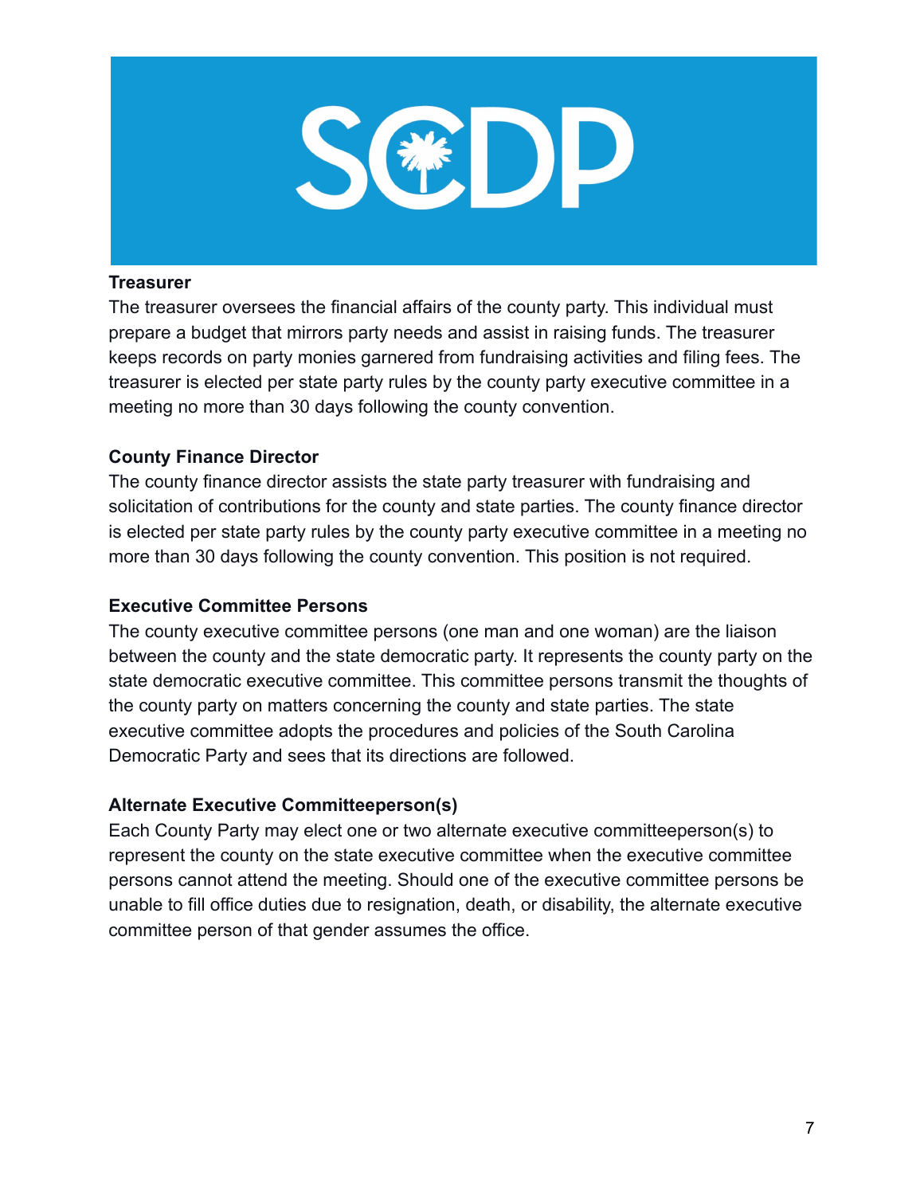SCDP

### Treasurer

The treasurer oversees the financial affairs of the county party. This individual must prepare a budget that mirrors party needs and assist in raising funds. The treasurer keeps records on party monies garnered from fundraising activities and filing fees. The treasurer is elected per state party rules by the county party executive committee in a meeting no more than 30 days following the county convention.

### County Finance Director

The county finance director assists the state party treasurer with fundraising and solicitation of contributions for the county and state parties. The county finance director is elected per state party rules by the county party executive committee in a meeting no more than 30 days following the county convention. This position is not required.

### Executive Committee Persons

The county executive committee persons (one man and one woman) are the liaison between the county and the state democratic party. It represents the county party on the state democratic executive committee. This committee persons transmit the thoughts of the county party on matters concerning the county and state parties. The state executive committee adopts the procedures and policies of the South Carolina Democratic Party and sees that its directions are followed.

### Alternate Executive Committeeperson(s)

Each County Party may elect one or two alternate executive committeeperson(s) to represent the county on the state executive committee when the executive committee persons cannot attend the meeting. Should one of the executive committee persons be unable to fill office duties due to resignation, death, or disability, the alternate executive committee person of that gender assumes the office.